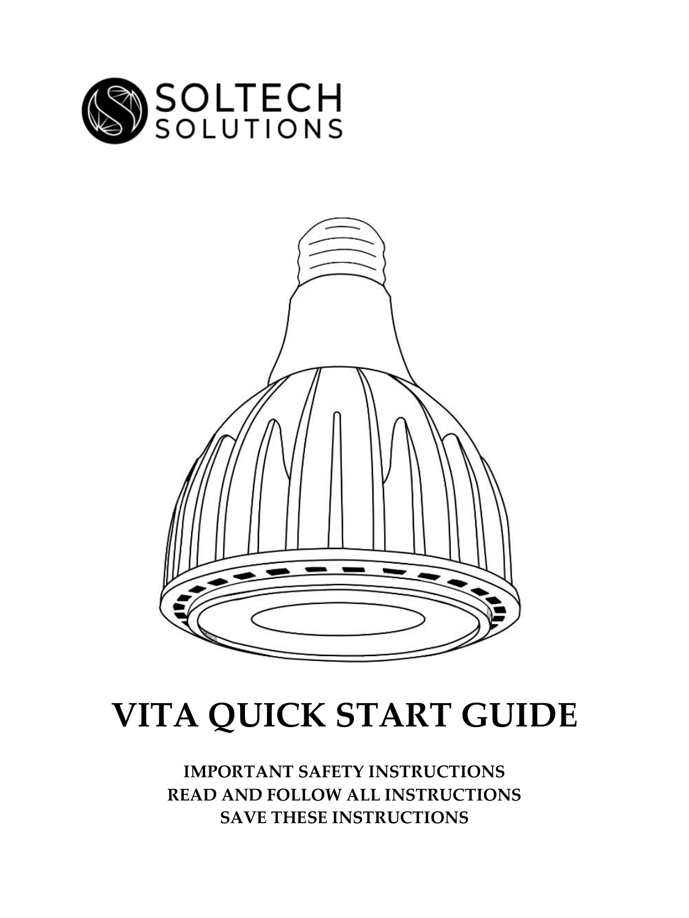SOLTECH SOLUTIONS

# VITA QUICK START GUIDE

**IMPORTANT SAFETY INSTRUCTIONS**
**READ AND FOLLOW ALL INSTRUCTIONS**
**SAVE THESE INSTRUCTIONS**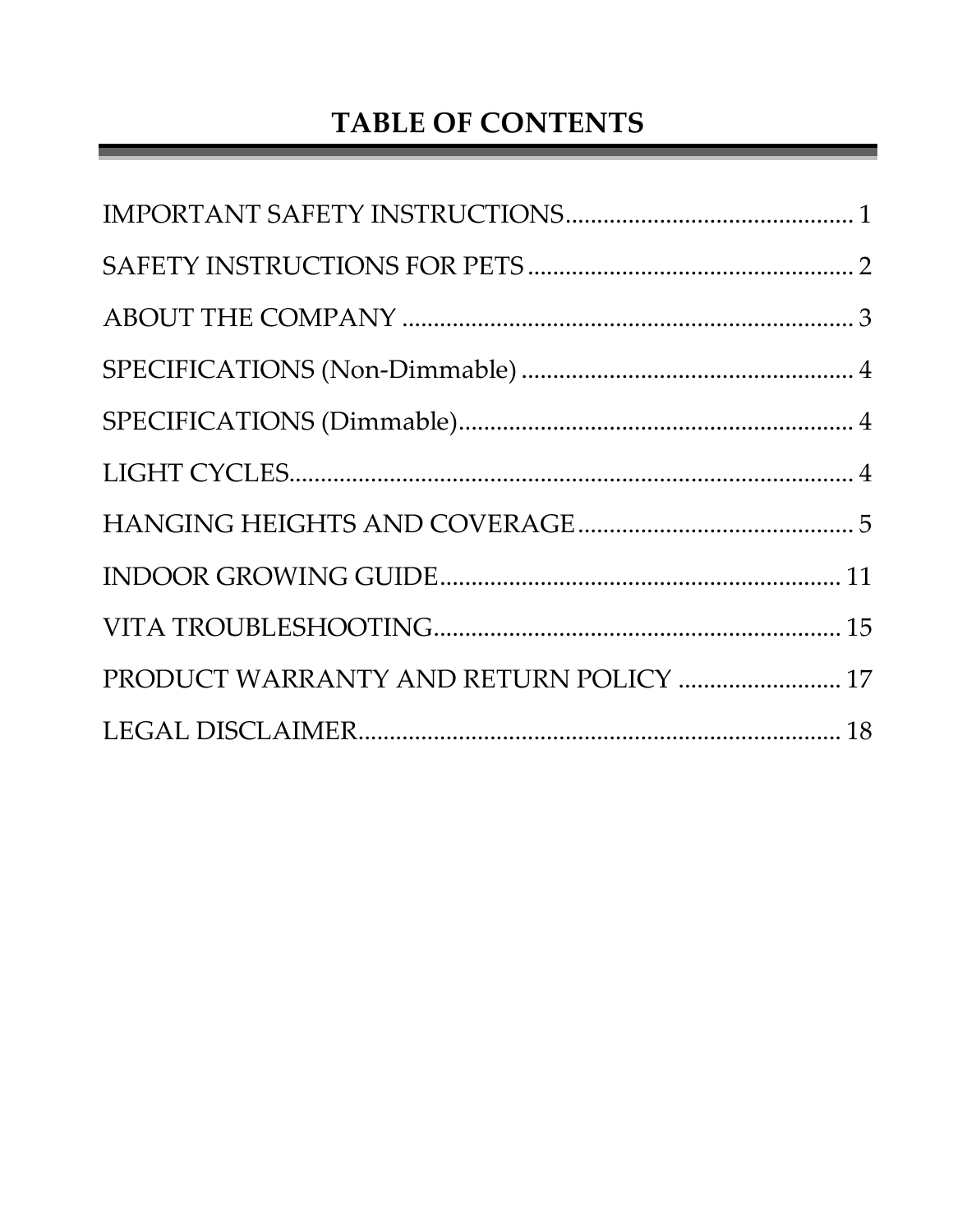# TABLE OF CONTENTS

IMPORTANT SAFETY INSTRUCTIONS .............................................. 1

SAFETY INSTRUCTIONS FOR PETS ................................................... 2

ABOUT THE COMPANY ...................................................................... 3

SPECIFICATIONS (Non-Dimmable) .................................................... 4

SPECIFICATIONS (Dimmable) ............................................................. 4

LIGHT CYCLES ........................................................................................ 4

HANGING HEIGHTS AND COVERAGE ............................................ 5

INDOOR GROWING GUIDE ............................................................... 11

VITA TROUBLESHOOTING ................................................................ 15

PRODUCT WARRANTY AND RETURN POLICY ......................... 17

LEGAL DISCLAIMER ............................................................................ 18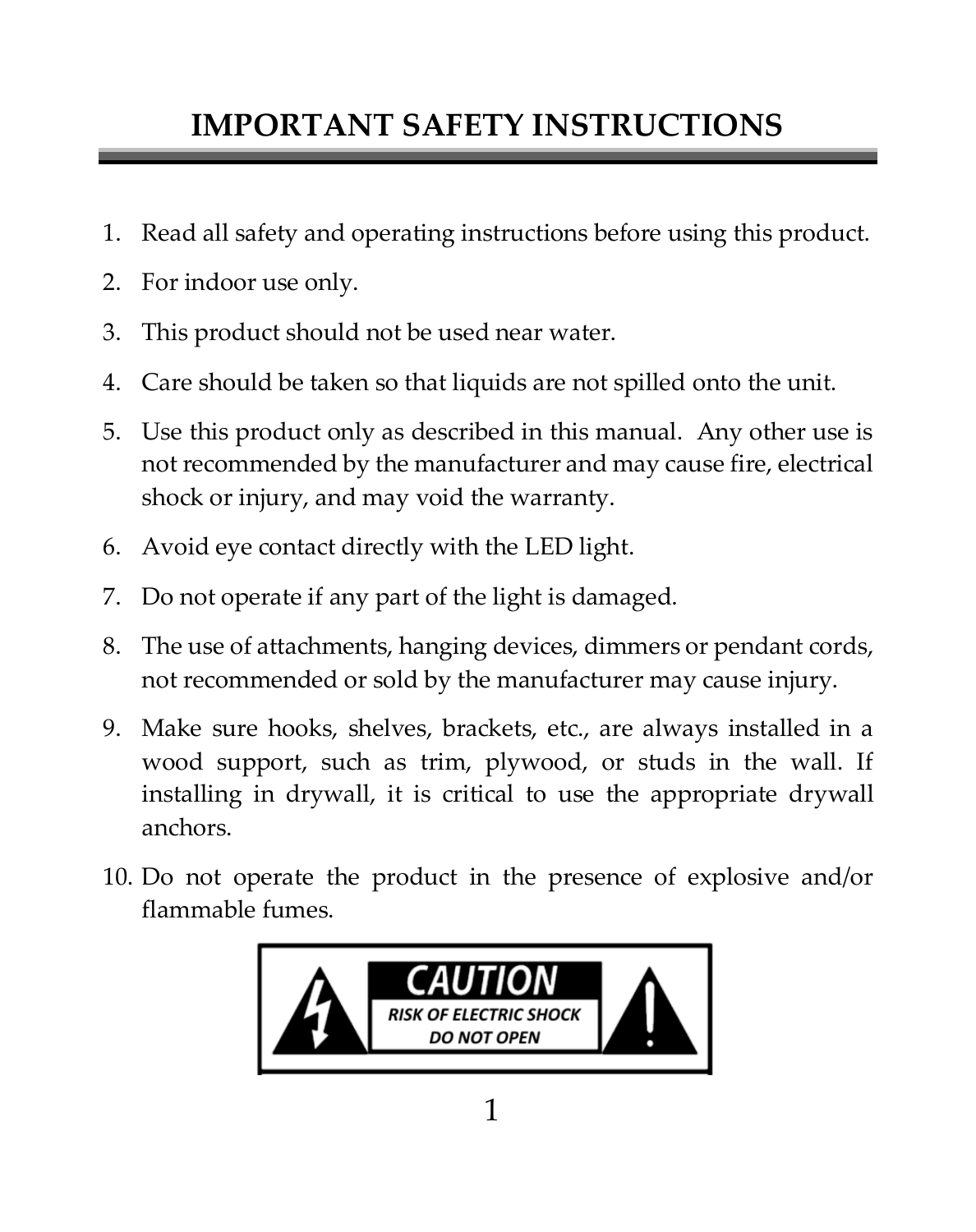# IMPORTANT SAFETY INSTRUCTIONS

1. Read all safety and operating instructions before using this product.
2. For indoor use only.
3. This product should not be used near water.
4. Care should be taken so that liquids are not spilled onto the unit.
5. Use this product only as described in this manual. Any other use is not recommended by the manufacturer and may cause fire, electrical shock or injury, and may void the warranty.
6. Avoid eye contact directly with the LED light.
7. Do not operate if any part of the light is damaged.
8. The use of attachments, hanging devices, dimmers or pendant cords, not recommended or sold by the manufacturer may cause injury.
9. Make sure hooks, shelves, brackets, etc., are always installed in a wood support, such as trim, plywood, or studs in the wall. If installing in drywall, it is critical to use the appropriate drywall anchors.
10. Do not operate the product in the presence of explosive and/or flammable fumes.

**CAUTION**

**RISK OF ELECTRIC SHOCK**
**DO NOT OPEN**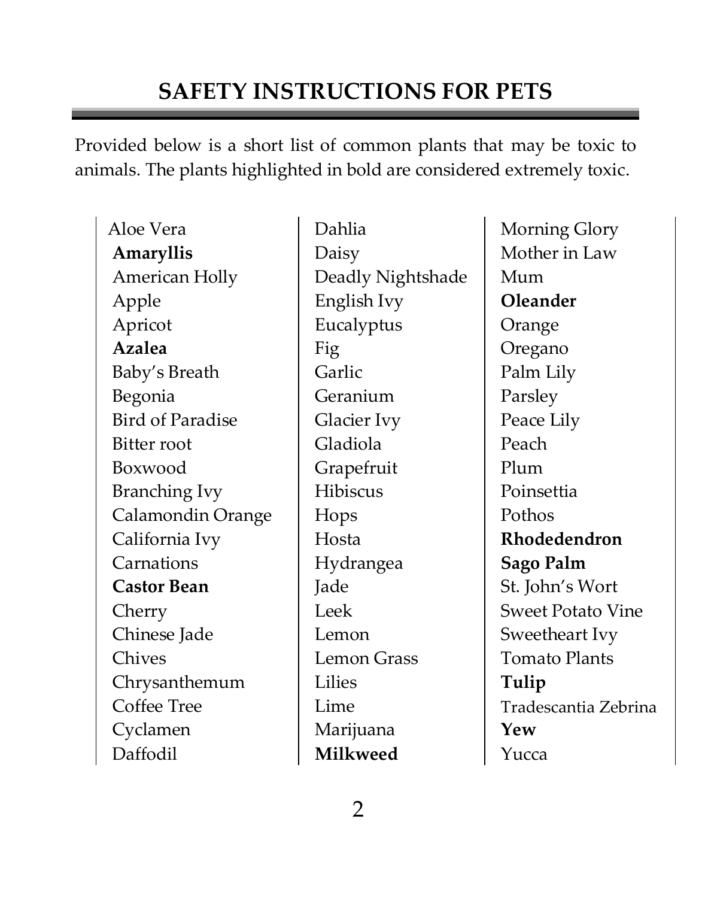## SAFETY INSTRUCTIONS FOR PETS

Provided below is a short list of common plants that may be toxic to animals. The plants highlighted in bold are considered extremely toxic.

- Aloe Vera
- **Amaryllis**
- American Holly
- Apple
- Apricot
- **Azalea**
- Baby's Breath
- Begonia
- Bird of Paradise
- Bitter root
- Boxwood
- Branching Ivy
- Calamondin Orange
- California Ivy
- Carnations
- **Castor Bean**
- Cherry
- Chinese Jade
- Chives
- Chrysanthemum
- Coffee Tree
- Cyclamen
- Daffodil
- Dahlia
- Daisy
- Deadly Nightshade
- English Ivy
- Eucalyptus
- Fig
- Garlic
- Geranium
- Glacier Ivy
- Gladiola
- Grapefruit
- Hibiscus
- Hops
- Hosta
- Hydrangea
- Jade
- Leek
- Lemon
- Lemon Grass
- Lilies
- Lime
- Marijuana
- **Milkweed**
- Morning Glory
- Mother in Law
- Mum
- **Oleander**
- Orange
- Oregano
- Palm Lily
- Parsley
- Peace Lily
- Peach
- Plum
- Poinsettia
- Pothos
- **Rhodedendron**
- **Sago Palm**
- St. John's Wort
- Sweet Potato Vine
- Sweetheart Ivy
- Tomato Plants
- **Tulip**
- Tradescantia Zebrina
- **Yew**
- Yucca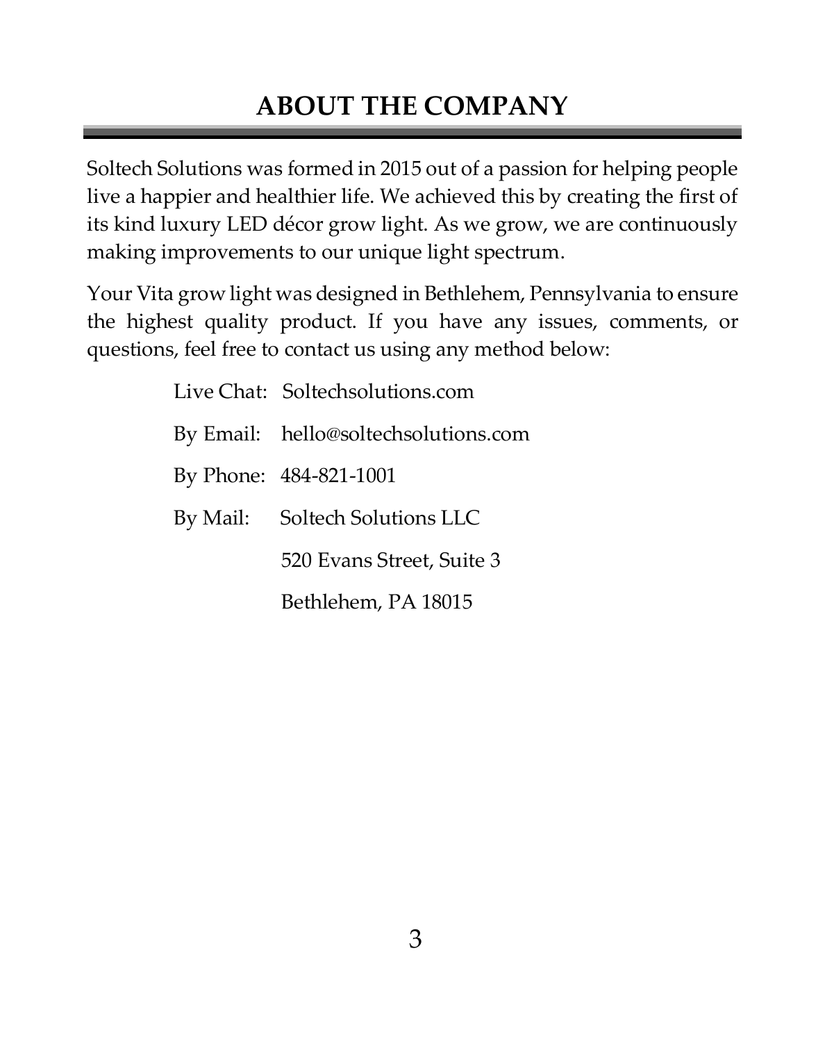# ABOUT THE COMPANY

Soltech Solutions was formed in 2015 out of a passion for helping people live a happier and healthier life. We achieved this by creating the first of its kind luxury LED décor grow light. As we grow, we are continuously making improvements to our unique light spectrum.

Your Vita grow light was designed in Bethlehem, Pennsylvania to ensure the highest quality product. If you have any issues, comments, or questions, feel free to contact us using any method below:

Live Chat: Soltechsolutions.com

By Email: hello@soltechsolutions.com

By Phone: 484-821-1001

By Mail: Soltech Solutions LLC
520 Evans Street, Suite 3
Bethlehem, PA 18015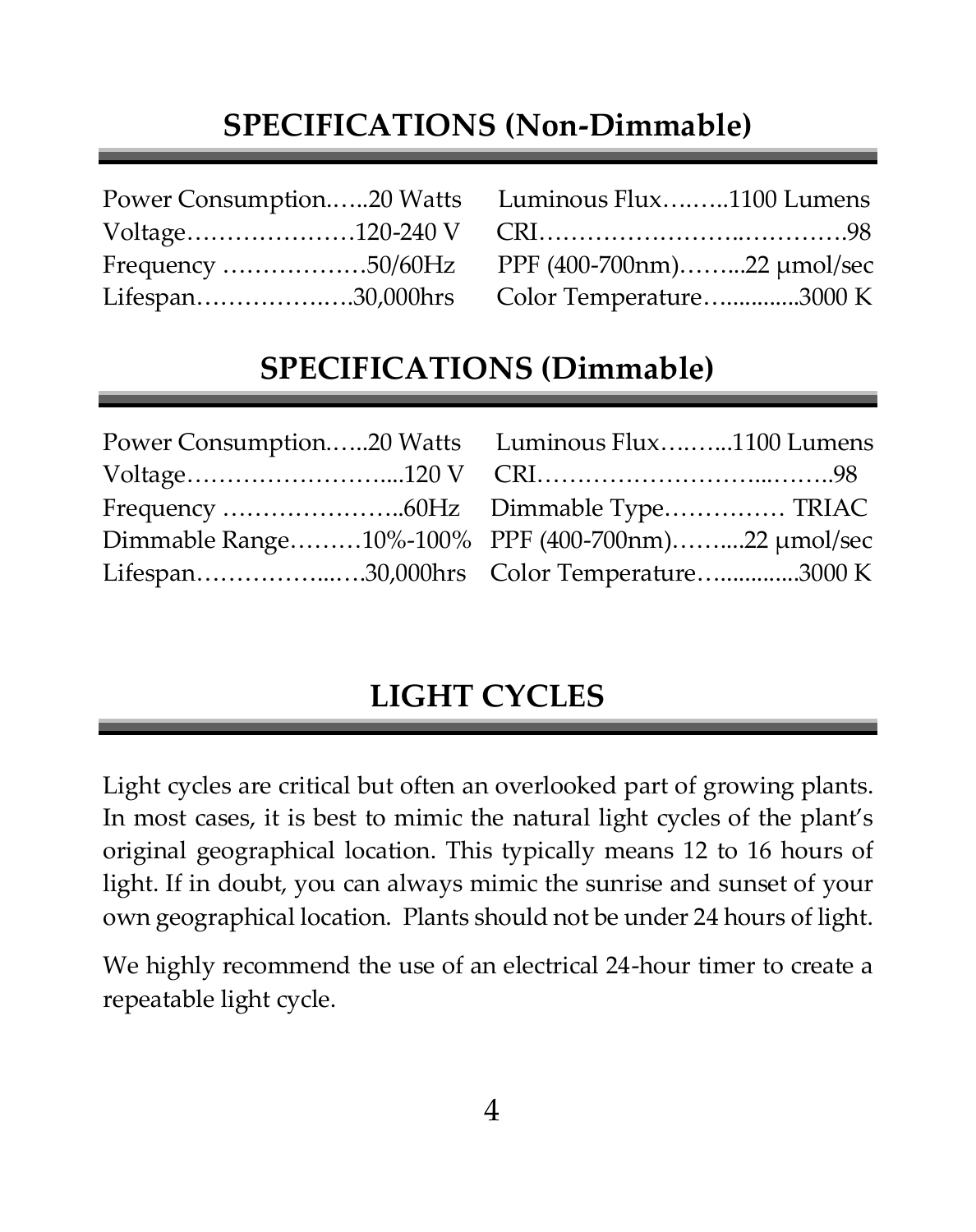## SPECIFICATIONS (Non-Dimmable)

| | | | |
|---|---|---|---|
| Power Consumption | 20 Watts | Luminous Flux | 1100 Lumens |
| Voltage | 120-240 V | CRI | 98 |
| Frequency | 50/60Hz | PPF (400-700nm) | 22 μmol/sec |
| Lifespan | 30,000hrs | Color Temperature | 3000 K |

## SPECIFICATIONS (Dimmable)

| | | | |
|---|---|---|---|
| Power Consumption | 20 Watts | Luminous Flux | 1100 Lumens |
| Voltage | 120 V | CRI | 98 |
| Frequency | 60Hz | Dimmable Type | TRIAC |
| Dimmable Range | 10%-100% | PPF (400-700nm) | 22 μmol/sec |
| Lifespan | 30,000hrs | Color Temperature | 3000 K |

## LIGHT CYCLES

Light cycles are critical but often an overlooked part of growing plants. In most cases, it is best to mimic the natural light cycles of the plant's original geographical location. This typically means 12 to 16 hours of light. If in doubt, you can always mimic the sunrise and sunset of your own geographical location. Plants should not be under 24 hours of light.

We highly recommend the use of an electrical 24-hour timer to create a repeatable light cycle.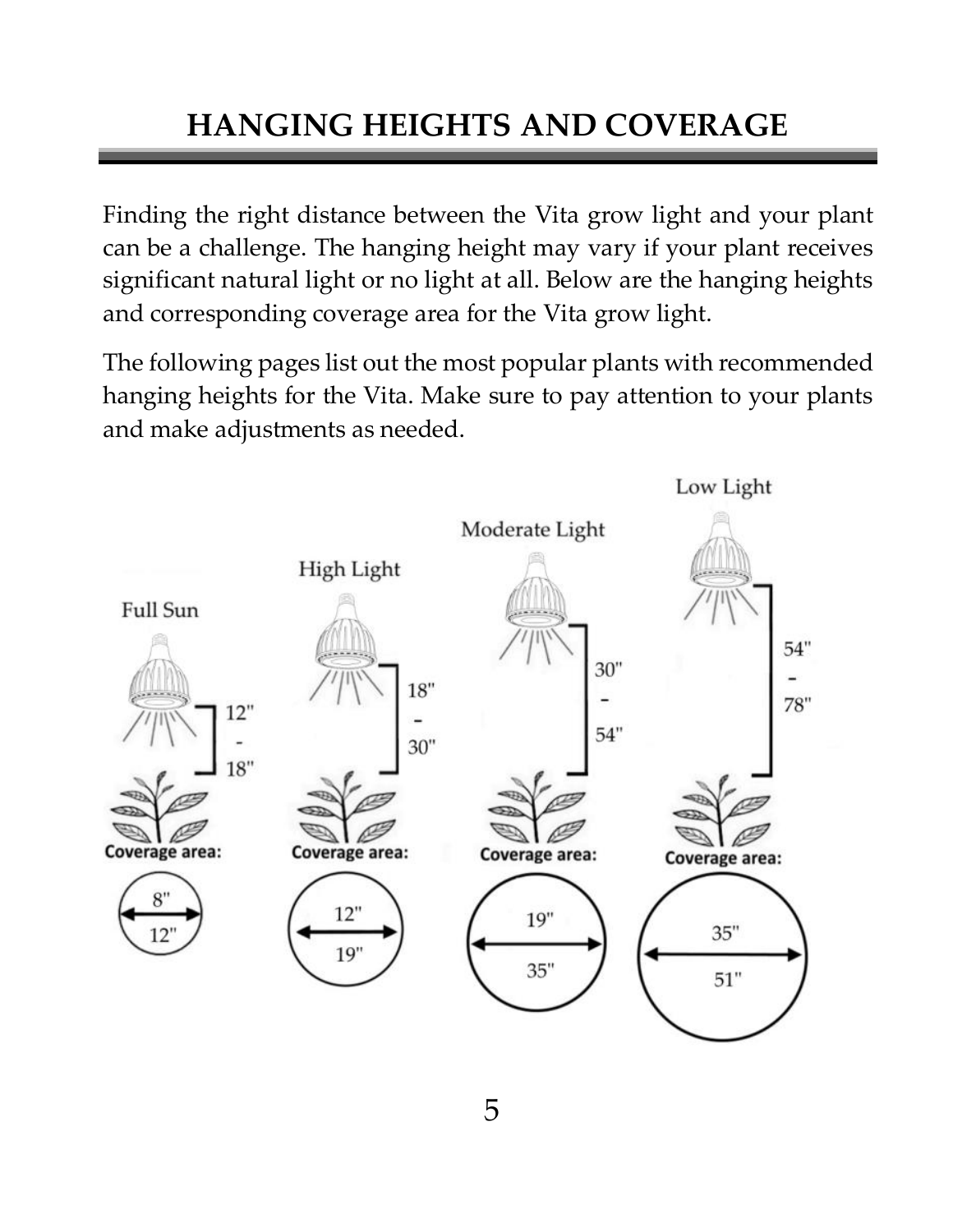# HANGING HEIGHTS AND COVERAGE

Finding the right distance between the Vita grow light and your plant can be a challenge. The hanging height may vary if your plant receives significant natural light or no light at all. Below are the hanging heights and corresponding coverage area for the Vita grow light.

The following pages list out the most popular plants with recommended hanging heights for the Vita. Make sure to pay attention to your plants and make adjustments as needed.

| | Full Sun | High Light | Moderate Light | Low Light |
|---|---|---|---|---|
| Hanging height | 12" - 18" | 18" - 30" | 30" - 54" | 54" - 78" |
| Coverage area | 8" - 12" | 12" - 19" | 19" - 35" | 35" - 51" |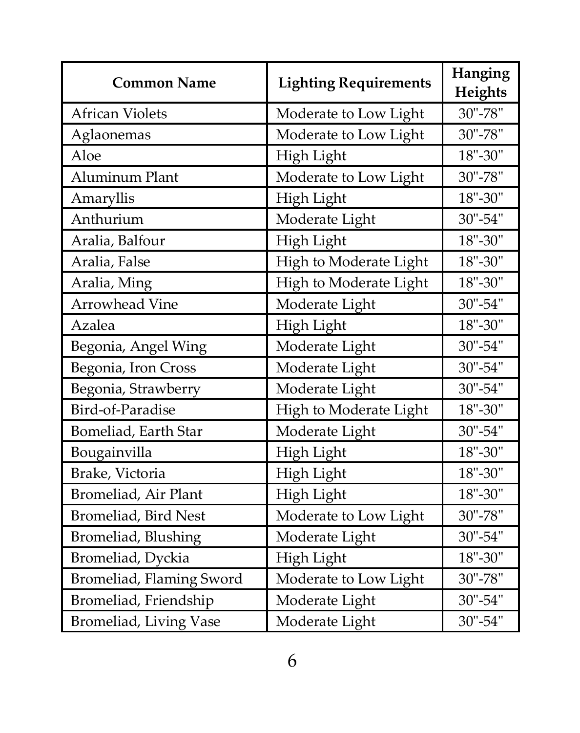| Common Name | Lighting Requirements | Hanging Heights |
| --- | --- | --- |
| African Violets | Moderate to Low Light | 30"-78" |
| Aglaonemas | Moderate to Low Light | 30"-78" |
| Aloe | High Light | 18"-30" |
| Aluminum Plant | Moderate to Low Light | 30"-78" |
| Amaryllis | High Light | 18"-30" |
| Anthurium | Moderate Light | 30"-54" |
| Aralia, Balfour | High Light | 18"-30" |
| Aralia, False | High to Moderate Light | 18"-30" |
| Aralia, Ming | High to Moderate Light | 18"-30" |
| Arrowhead Vine | Moderate Light | 30"-54" |
| Azalea | High Light | 18"-30" |
| Begonia, Angel Wing | Moderate Light | 30"-54" |
| Begonia, Iron Cross | Moderate Light | 30"-54" |
| Begonia, Strawberry | Moderate Light | 30"-54" |
| Bird-of-Paradise | High to Moderate Light | 18"-30" |
| Bomeliad, Earth Star | Moderate Light | 30"-54" |
| Bougainvilla | High Light | 18"-30" |
| Brake, Victoria | High Light | 18"-30" |
| Bromeliad, Air Plant | High Light | 18"-30" |
| Bromeliad, Bird Nest | Moderate to Low Light | 30"-78" |
| Bromeliad, Blushing | Moderate Light | 30"-54" |
| Bromeliad, Dyckia | High Light | 18"-30" |
| Bromeliad, Flaming Sword | Moderate to Low Light | 30"-78" |
| Bromeliad, Friendship | Moderate Light | 30"-54" |
| Bromeliad, Living Vase | Moderate Light | 30"-54" |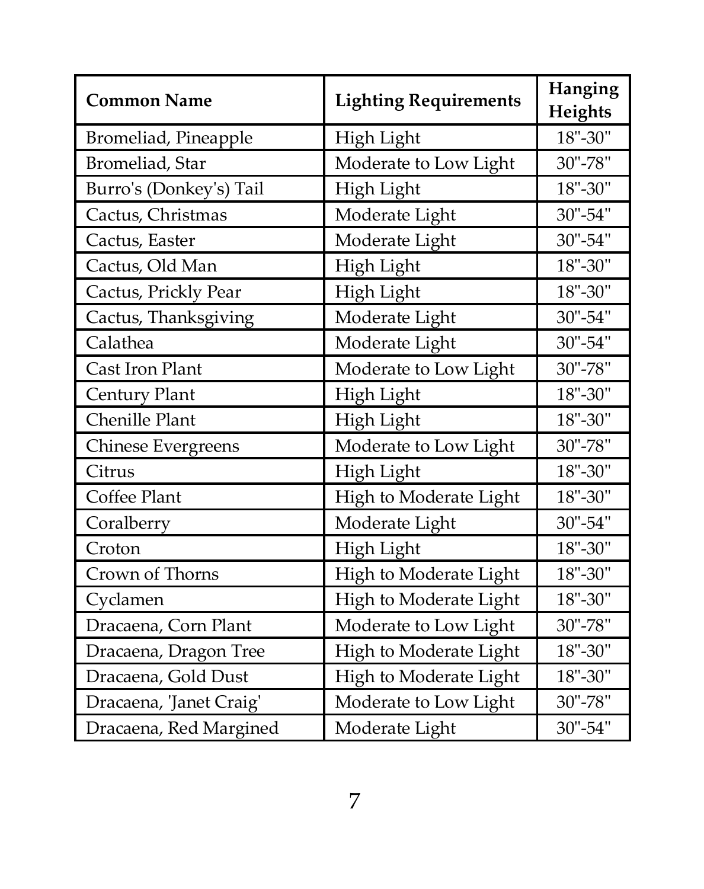| Common Name | Lighting Requirements | Hanging Heights |
| --- | --- | --- |
| Bromeliad, Pineapple | High Light | 18"-30" |
| Bromeliad, Star | Moderate to Low Light | 30"-78" |
| Burro's (Donkey's) Tail | High Light | 18"-30" |
| Cactus, Christmas | Moderate Light | 30"-54" |
| Cactus, Easter | Moderate Light | 30"-54" |
| Cactus, Old Man | High Light | 18"-30" |
| Cactus, Prickly Pear | High Light | 18"-30" |
| Cactus, Thanksgiving | Moderate Light | 30"-54" |
| Calathea | Moderate Light | 30"-54" |
| Cast Iron Plant | Moderate to Low Light | 30"-78" |
| Century Plant | High Light | 18"-30" |
| Chenille Plant | High Light | 18"-30" |
| Chinese Evergreens | Moderate to Low Light | 30"-78" |
| Citrus | High Light | 18"-30" |
| Coffee Plant | High to Moderate Light | 18"-30" |
| Coralberry | Moderate Light | 30"-54" |
| Croton | High Light | 18"-30" |
| Crown of Thorns | High to Moderate Light | 18"-30" |
| Cyclamen | High to Moderate Light | 18"-30" |
| Dracaena, Corn Plant | Moderate to Low Light | 30"-78" |
| Dracaena, Dragon Tree | High to Moderate Light | 18"-30" |
| Dracaena, Gold Dust | High to Moderate Light | 18"-30" |
| Dracaena, 'Janet Craig' | Moderate to Low Light | 30"-78" |
| Dracaena, Red Margined | Moderate Light | 30"-54" |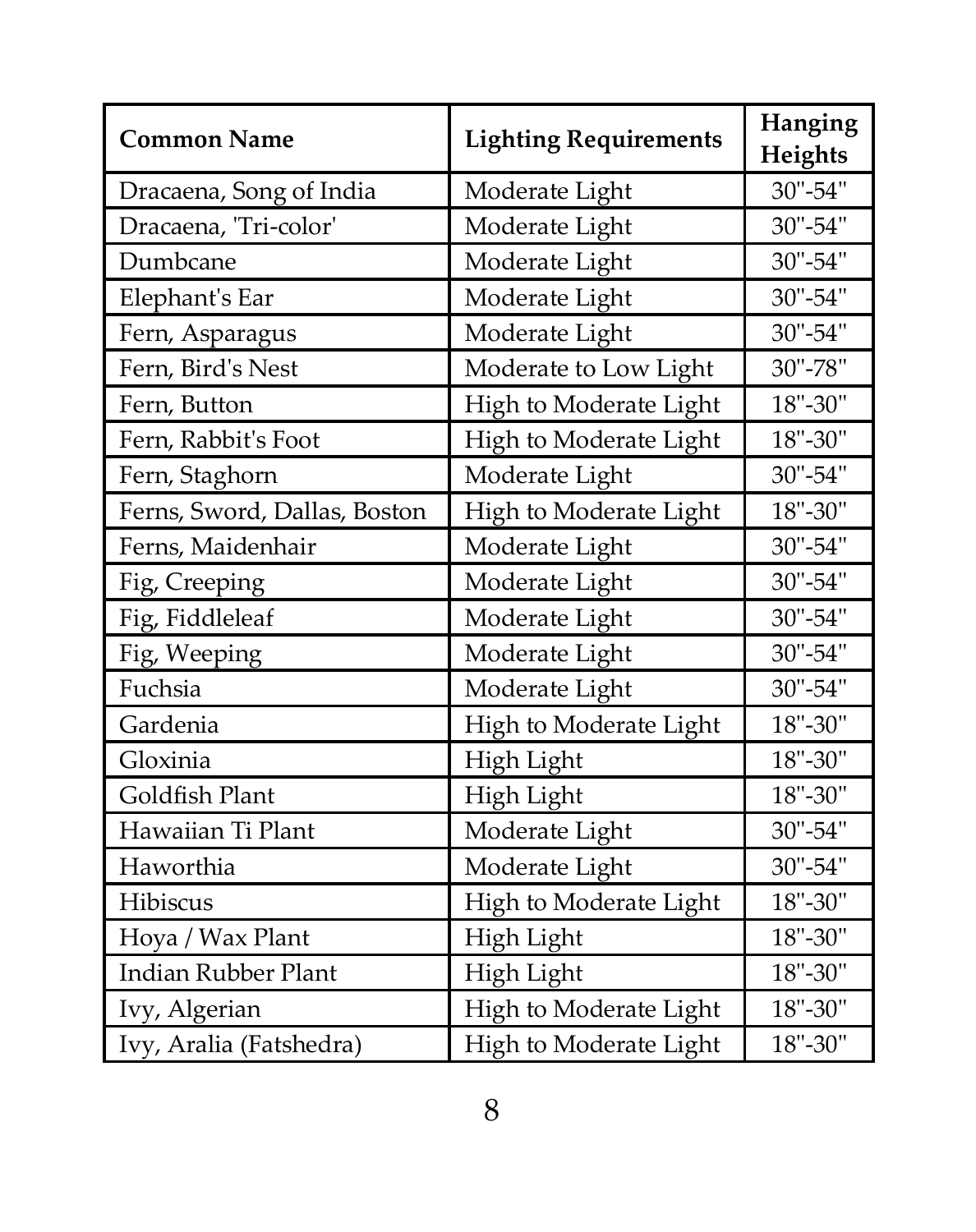| Common Name | Lighting Requirements | Hanging Heights |
| --- | --- | --- |
| Dracaena, Song of India | Moderate Light | 30"-54" |
| Dracaena, 'Tri-color' | Moderate Light | 30"-54" |
| Dumbcane | Moderate Light | 30"-54" |
| Elephant's Ear | Moderate Light | 30"-54" |
| Fern, Asparagus | Moderate Light | 30"-54" |
| Fern, Bird's Nest | Moderate to Low Light | 30"-78" |
| Fern, Button | High to Moderate Light | 18"-30" |
| Fern, Rabbit's Foot | High to Moderate Light | 18"-30" |
| Fern, Staghorn | Moderate Light | 30"-54" |
| Ferns, Sword, Dallas, Boston | High to Moderate Light | 18"-30" |
| Ferns, Maidenhair | Moderate Light | 30"-54" |
| Fig, Creeping | Moderate Light | 30"-54" |
| Fig, Fiddleleaf | Moderate Light | 30"-54" |
| Fig, Weeping | Moderate Light | 30"-54" |
| Fuchsia | Moderate Light | 30"-54" |
| Gardenia | High to Moderate Light | 18"-30" |
| Gloxinia | High Light | 18"-30" |
| Goldfish Plant | High Light | 18"-30" |
| Hawaiian Ti Plant | Moderate Light | 30"-54" |
| Haworthia | Moderate Light | 30"-54" |
| Hibiscus | High to Moderate Light | 18"-30" |
| Hoya / Wax Plant | High Light | 18"-30" |
| Indian Rubber Plant | High Light | 18"-30" |
| Ivy, Algerian | High to Moderate Light | 18"-30" |
| Ivy, Aralia (Fatshedra) | High to Moderate Light | 18"-30" |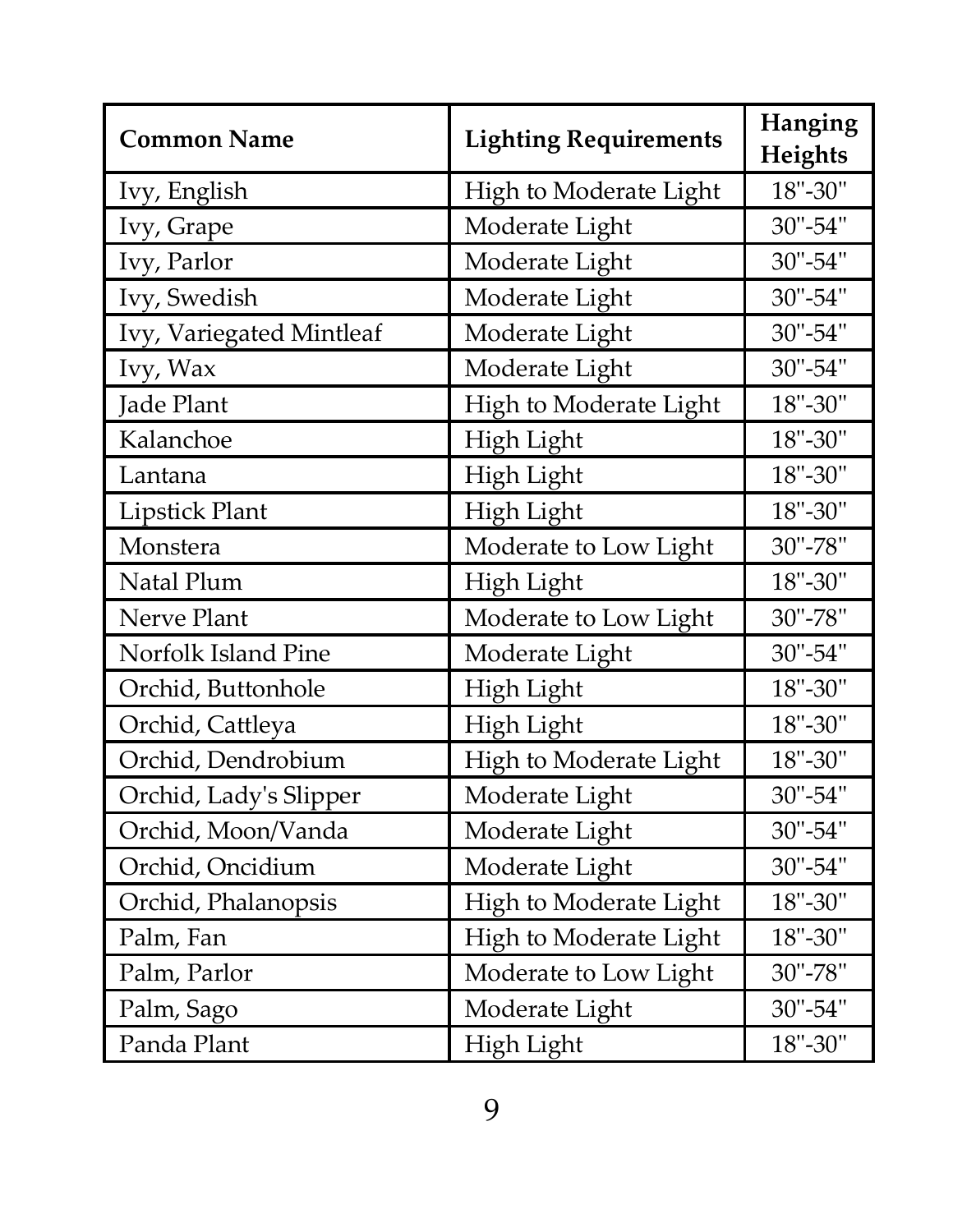| Common Name | Lighting Requirements | Hanging Heights |
| --- | --- | --- |
| Ivy, English | High to Moderate Light | 18"-30" |
| Ivy, Grape | Moderate Light | 30"-54" |
| Ivy, Parlor | Moderate Light | 30"-54" |
| Ivy, Swedish | Moderate Light | 30"-54" |
| Ivy, Variegated Mintleaf | Moderate Light | 30"-54" |
| Ivy, Wax | Moderate Light | 30"-54" |
| Jade Plant | High to Moderate Light | 18"-30" |
| Kalanchoe | High Light | 18"-30" |
| Lantana | High Light | 18"-30" |
| Lipstick Plant | High Light | 18"-30" |
| Monstera | Moderate to Low Light | 30"-78" |
| Natal Plum | High Light | 18"-30" |
| Nerve Plant | Moderate to Low Light | 30"-78" |
| Norfolk Island Pine | Moderate Light | 30"-54" |
| Orchid, Buttonhole | High Light | 18"-30" |
| Orchid, Cattleya | High Light | 18"-30" |
| Orchid, Dendrobium | High to Moderate Light | 18"-30" |
| Orchid, Lady's Slipper | Moderate Light | 30"-54" |
| Orchid, Moon/Vanda | Moderate Light | 30"-54" |
| Orchid, Oncidium | Moderate Light | 30"-54" |
| Orchid, Phalanopsis | High to Moderate Light | 18"-30" |
| Palm, Fan | High to Moderate Light | 18"-30" |
| Palm, Parlor | Moderate to Low Light | 30"-78" |
| Palm, Sago | Moderate Light | 30"-54" |
| Panda Plant | High Light | 18"-30" |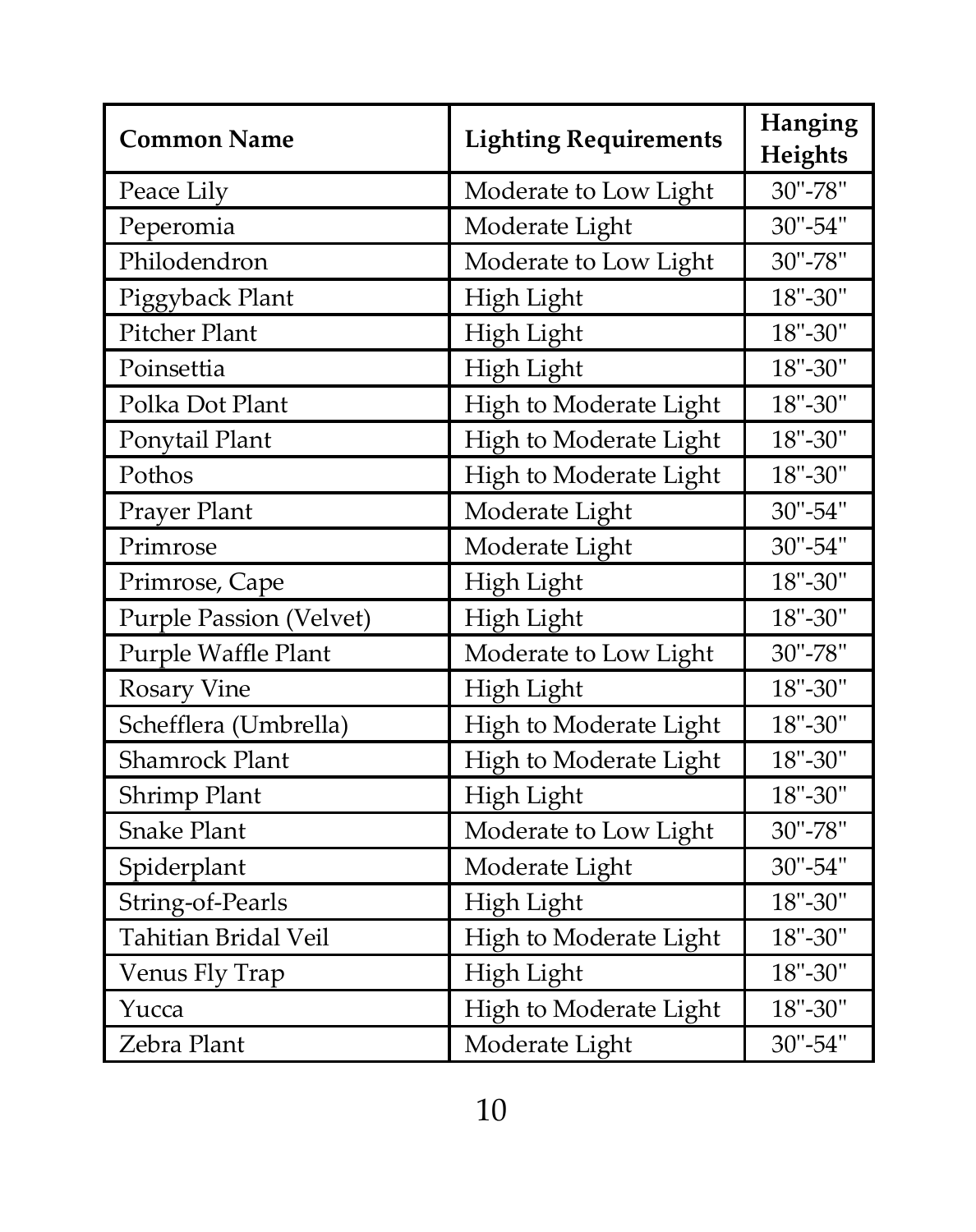| Common Name | Lighting Requirements | Hanging Heights |
|---|---|---|
| Peace Lily | Moderate to Low Light | 30"-78" |
| Peperomia | Moderate Light | 30"-54" |
| Philodendron | Moderate to Low Light | 30"-78" |
| Piggyback Plant | High Light | 18"-30" |
| Pitcher Plant | High Light | 18"-30" |
| Poinsettia | High Light | 18"-30" |
| Polka Dot Plant | High to Moderate Light | 18"-30" |
| Ponytail Plant | High to Moderate Light | 18"-30" |
| Pothos | High to Moderate Light | 18"-30" |
| Prayer Plant | Moderate Light | 30"-54" |
| Primrose | Moderate Light | 30"-54" |
| Primrose, Cape | High Light | 18"-30" |
| Purple Passion (Velvet) | High Light | 18"-30" |
| Purple Waffle Plant | Moderate to Low Light | 30"-78" |
| Rosary Vine | High Light | 18"-30" |
| Schefflera (Umbrella) | High to Moderate Light | 18"-30" |
| Shamrock Plant | High to Moderate Light | 18"-30" |
| Shrimp Plant | High Light | 18"-30" |
| Snake Plant | Moderate to Low Light | 30"-78" |
| Spiderplant | Moderate Light | 30"-54" |
| String-of-Pearls | High Light | 18"-30" |
| Tahitian Bridal Veil | High to Moderate Light | 18"-30" |
| Venus Fly Trap | High Light | 18"-30" |
| Yucca | High to Moderate Light | 18"-30" |
| Zebra Plant | Moderate Light | 30"-54" |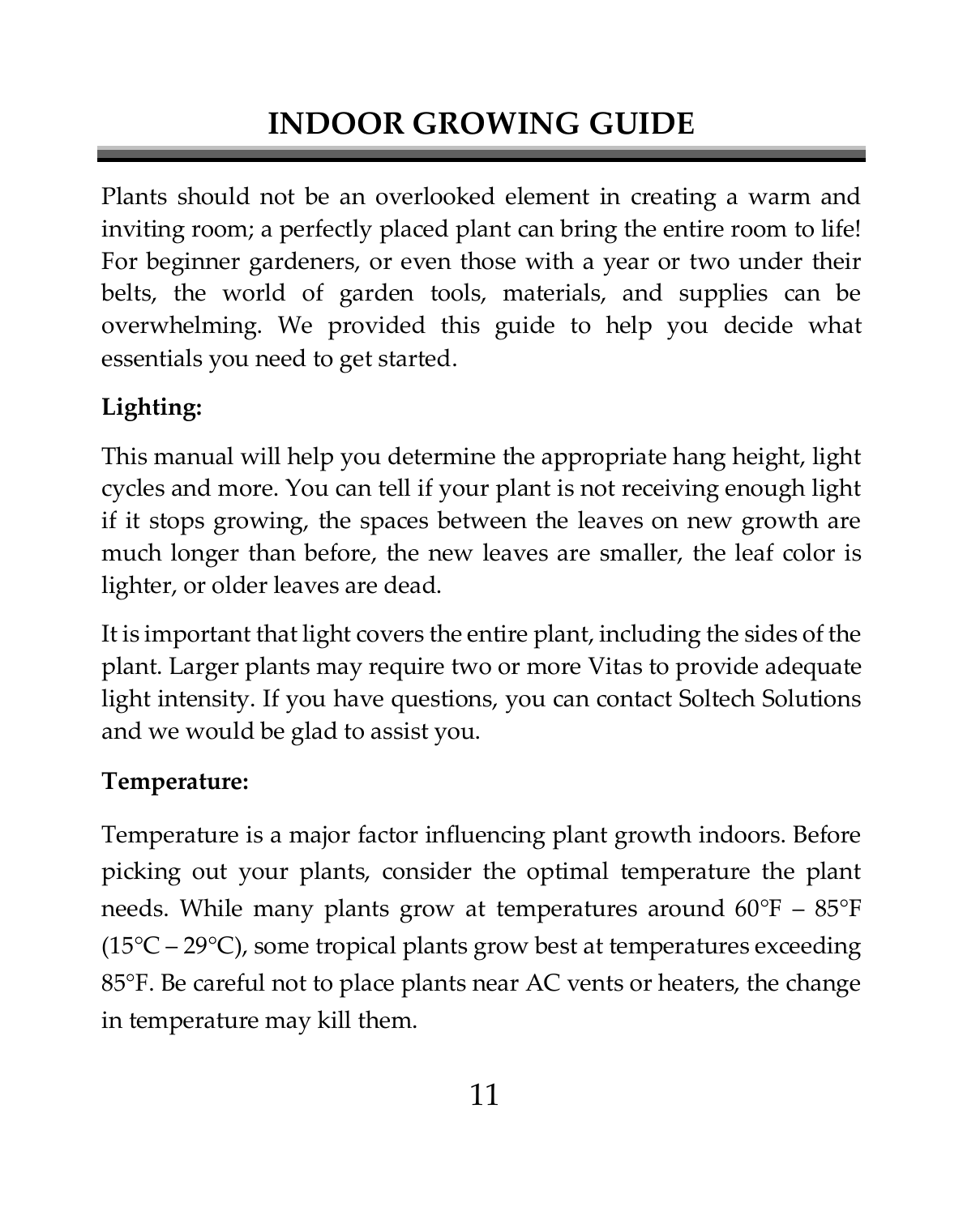# INDOOR GROWING GUIDE

Plants should not be an overlooked element in creating a warm and inviting room; a perfectly placed plant can bring the entire room to life! For beginner gardeners, or even those with a year or two under their belts, the world of garden tools, materials, and supplies can be overwhelming. We provided this guide to help you decide what essentials you need to get started.

**Lighting:**

This manual will help you determine the appropriate hang height, light cycles and more. You can tell if your plant is not receiving enough light if it stops growing, the spaces between the leaves on new growth are much longer than before, the new leaves are smaller, the leaf color is lighter, or older leaves are dead.

It is important that light covers the entire plant, including the sides of the plant. Larger plants may require two or more Vitas to provide adequate light intensity. If you have questions, you can contact Soltech Solutions and we would be glad to assist you.

**Temperature:**

Temperature is a major factor influencing plant growth indoors. Before picking out your plants, consider the optimal temperature the plant needs. While many plants grow at temperatures around 60°F – 85°F (15°C – 29°C), some tropical plants grow best at temperatures exceeding 85°F. Be careful not to place plants near AC vents or heaters, the change in temperature may kill them.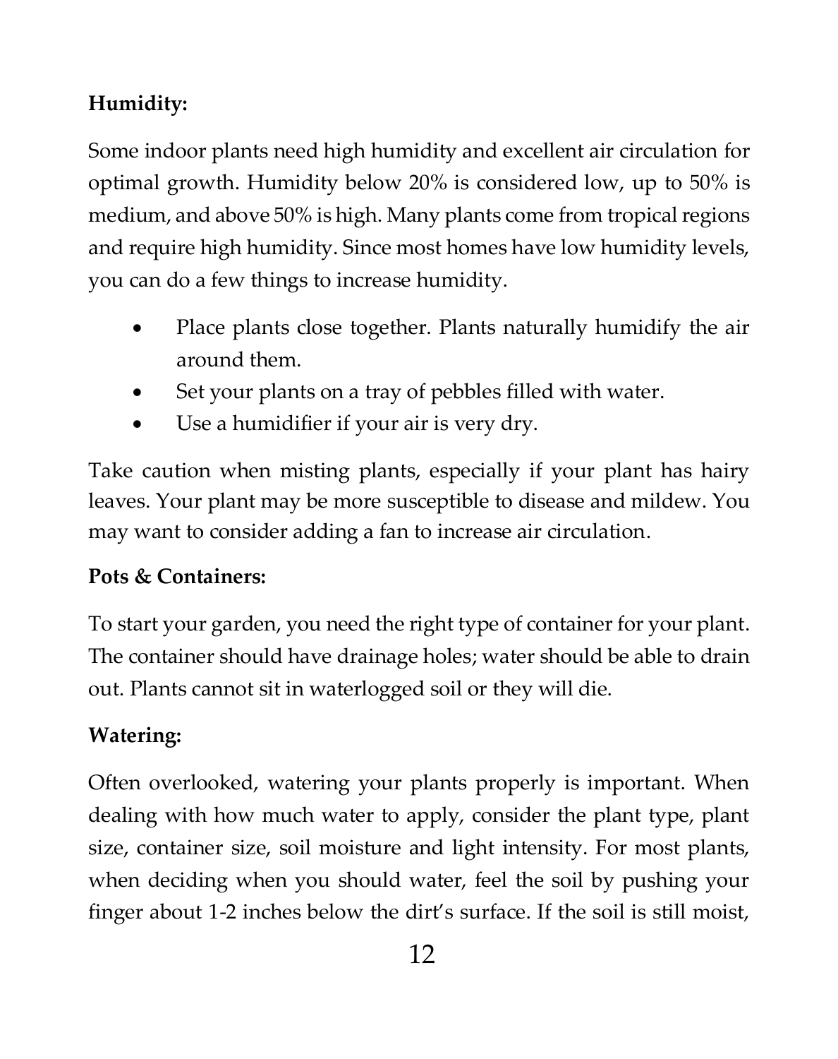**Humidity:**

Some indoor plants need high humidity and excellent air circulation for optimal growth. Humidity below 20% is considered low, up to 50% is medium, and above 50% is high. Many plants come from tropical regions and require high humidity. Since most homes have low humidity levels, you can do a few things to increase humidity.

- Place plants close together. Plants naturally humidify the air around them.
- Set your plants on a tray of pebbles filled with water.
- Use a humidifier if your air is very dry.

Take caution when misting plants, especially if your plant has hairy leaves. Your plant may be more susceptible to disease and mildew. You may want to consider adding a fan to increase air circulation.

**Pots & Containers:**

To start your garden, you need the right type of container for your plant. The container should have drainage holes; water should be able to drain out. Plants cannot sit in waterlogged soil or they will die.

**Watering:**

Often overlooked, watering your plants properly is important. When dealing with how much water to apply, consider the plant type, plant size, container size, soil moisture and light intensity. For most plants, when deciding when you should water, feel the soil by pushing your finger about 1-2 inches below the dirt's surface. If the soil is still moist,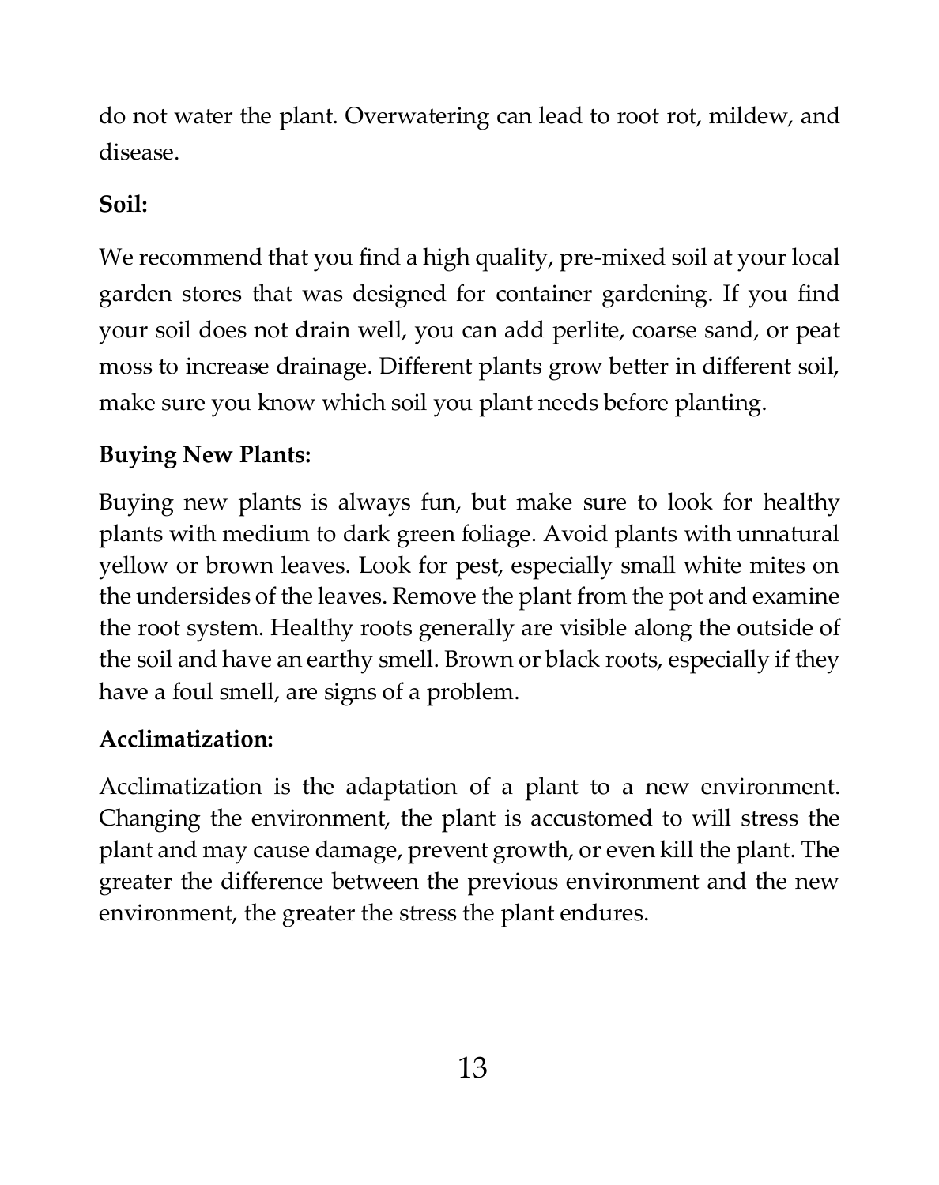do not water the plant. Overwatering can lead to root rot, mildew, and disease.

**Soil:**

We recommend that you find a high quality, pre-mixed soil at your local garden stores that was designed for container gardening. If you find your soil does not drain well, you can add perlite, coarse sand, or peat moss to increase drainage. Different plants grow better in different soil, make sure you know which soil you plant needs before planting.

**Buying New Plants:**

Buying new plants is always fun, but make sure to look for healthy plants with medium to dark green foliage. Avoid plants with unnatural yellow or brown leaves. Look for pest, especially small white mites on the undersides of the leaves. Remove the plant from the pot and examine the root system. Healthy roots generally are visible along the outside of the soil and have an earthy smell. Brown or black roots, especially if they have a foul smell, are signs of a problem.

**Acclimatization:**

Acclimatization is the adaptation of a plant to a new environment. Changing the environment, the plant is accustomed to will stress the plant and may cause damage, prevent growth, or even kill the plant. The greater the difference between the previous environment and the new environment, the greater the stress the plant endures.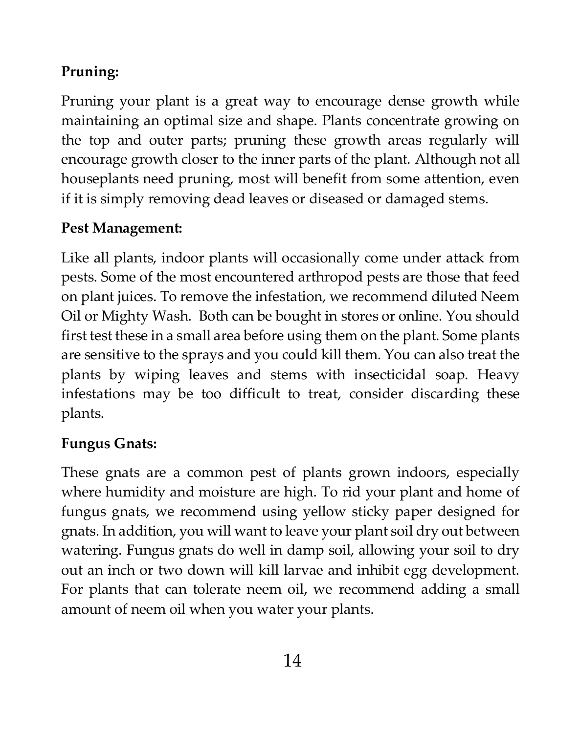**Pruning:**

Pruning your plant is a great way to encourage dense growth while maintaining an optimal size and shape. Plants concentrate growing on the top and outer parts; pruning these growth areas regularly will encourage growth closer to the inner parts of the plant. Although not all houseplants need pruning, most will benefit from some attention, even if it is simply removing dead leaves or diseased or damaged stems.

**Pest Management:**

Like all plants, indoor plants will occasionally come under attack from pests. Some of the most encountered arthropod pests are those that feed on plant juices. To remove the infestation, we recommend diluted Neem Oil or Mighty Wash. Both can be bought in stores or online. You should first test these in a small area before using them on the plant. Some plants are sensitive to the sprays and you could kill them. You can also treat the plants by wiping leaves and stems with insecticidal soap. Heavy infestations may be too difficult to treat, consider discarding these plants.

**Fungus Gnats:**

These gnats are a common pest of plants grown indoors, especially where humidity and moisture are high. To rid your plant and home of fungus gnats, we recommend using yellow sticky paper designed for gnats. In addition, you will want to leave your plant soil dry out between watering. Fungus gnats do well in damp soil, allowing your soil to dry out an inch or two down will kill larvae and inhibit egg development. For plants that can tolerate neem oil, we recommend adding a small amount of neem oil when you water your plants.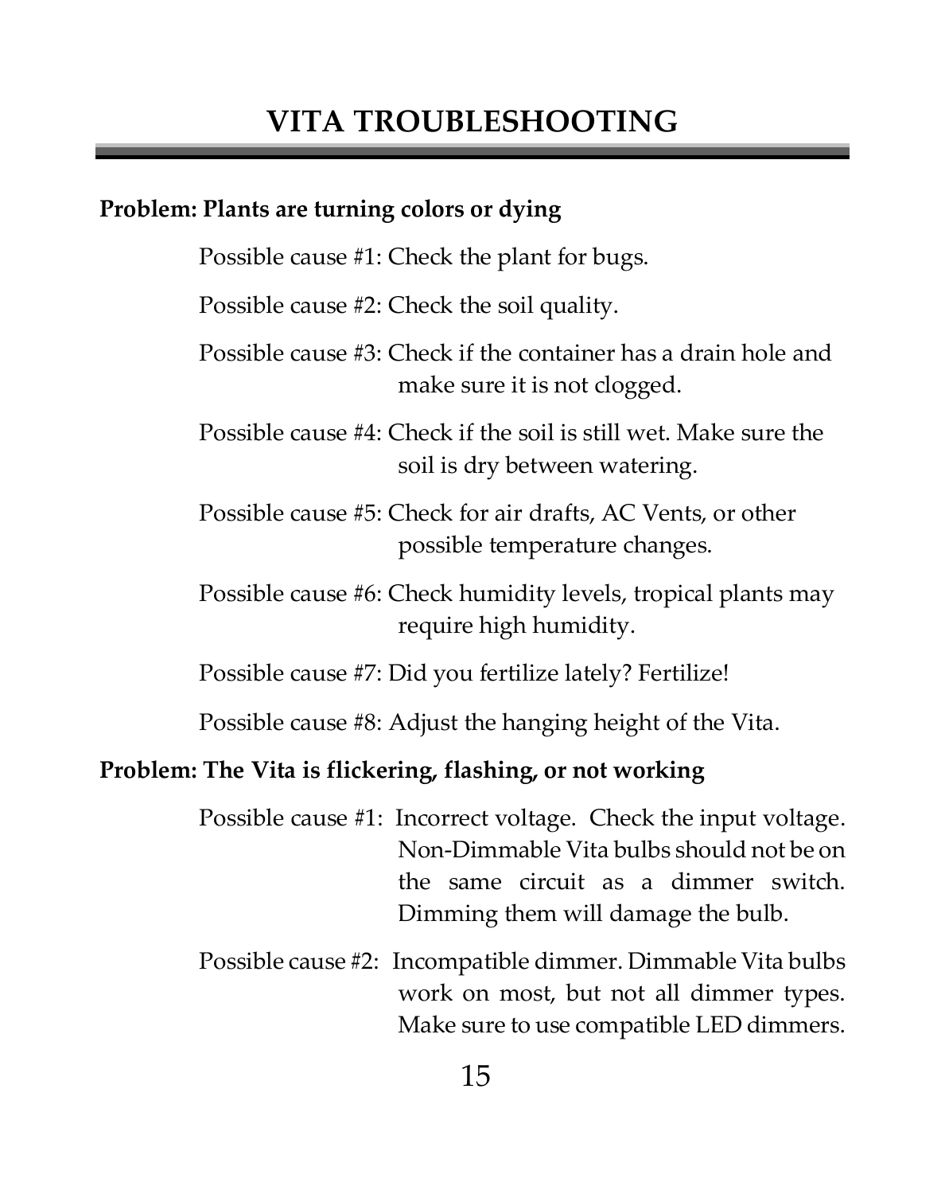# VITA TROUBLESHOOTING

**Problem: Plants are turning colors or dying**

Possible cause #1: Check the plant for bugs.

Possible cause #2: Check the soil quality.

Possible cause #3: Check if the container has a drain hole and make sure it is not clogged.

Possible cause #4: Check if the soil is still wet. Make sure the soil is dry between watering.

Possible cause #5: Check for air drafts, AC Vents, or other possible temperature changes.

Possible cause #6: Check humidity levels, tropical plants may require high humidity.

Possible cause #7: Did you fertilize lately? Fertilize!

Possible cause #8: Adjust the hanging height of the Vita.

**Problem: The Vita is flickering, flashing, or not working**

Possible cause #1: Incorrect voltage. Check the input voltage. Non-Dimmable Vita bulbs should not be on the same circuit as a dimmer switch. Dimming them will damage the bulb.

Possible cause #2: Incompatible dimmer. Dimmable Vita bulbs work on most, but not all dimmer types. Make sure to use compatible LED dimmers.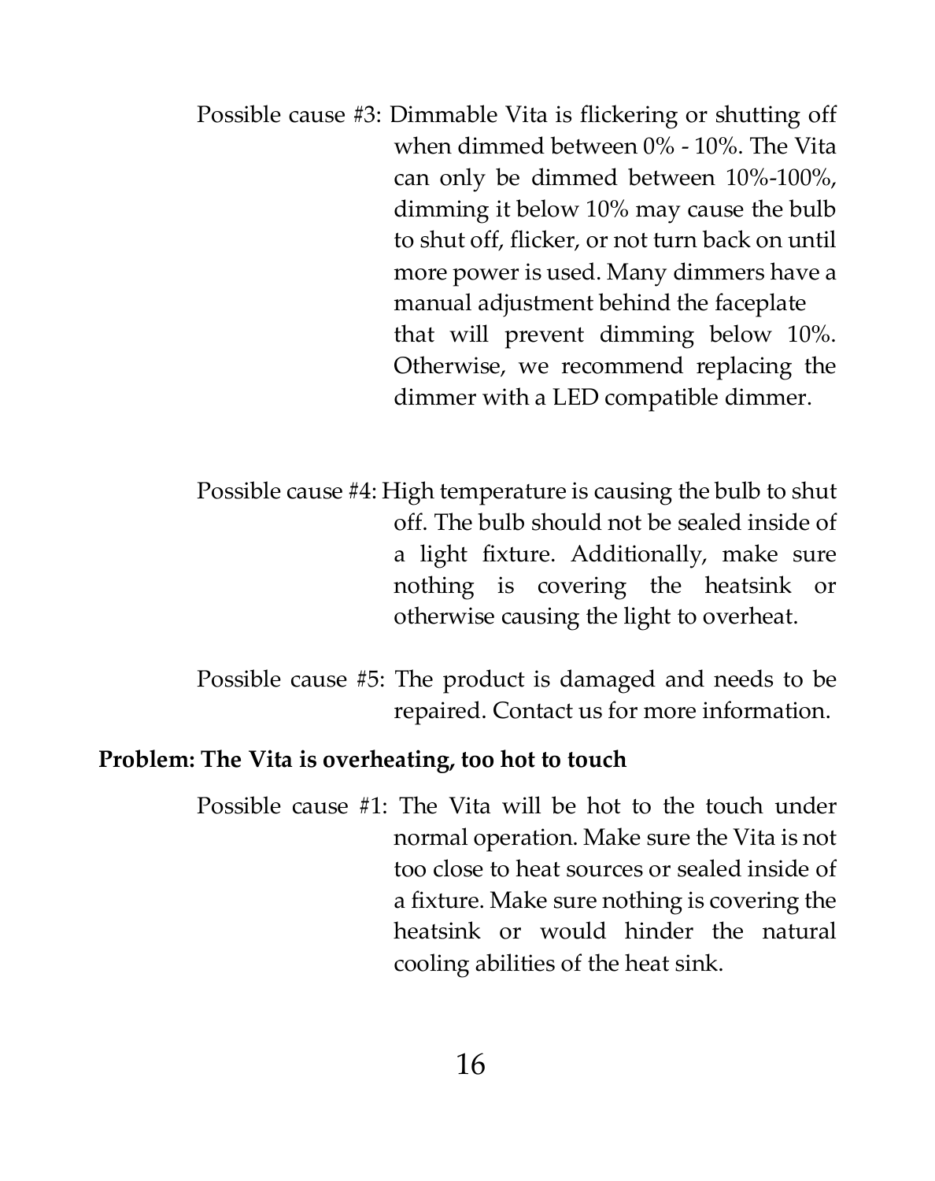Possible cause #3: Dimmable Vita is flickering or shutting off when dimmed between 0% - 10%. The Vita can only be dimmed between 10%-100%, dimming it below 10% may cause the bulb to shut off, flicker, or not turn back on until more power is used. Many dimmers have a manual adjustment behind the faceplate that will prevent dimming below 10%. Otherwise, we recommend replacing the dimmer with a LED compatible dimmer.

Possible cause #4: High temperature is causing the bulb to shut off. The bulb should not be sealed inside of a light fixture. Additionally, make sure nothing is covering the heatsink or otherwise causing the light to overheat.

Possible cause #5: The product is damaged and needs to be repaired. Contact us for more information.

**Problem: The Vita is overheating, too hot to touch**

Possible cause #1: The Vita will be hot to the touch under normal operation. Make sure the Vita is not too close to heat sources or sealed inside of a fixture. Make sure nothing is covering the heatsink or would hinder the natural cooling abilities of the heat sink.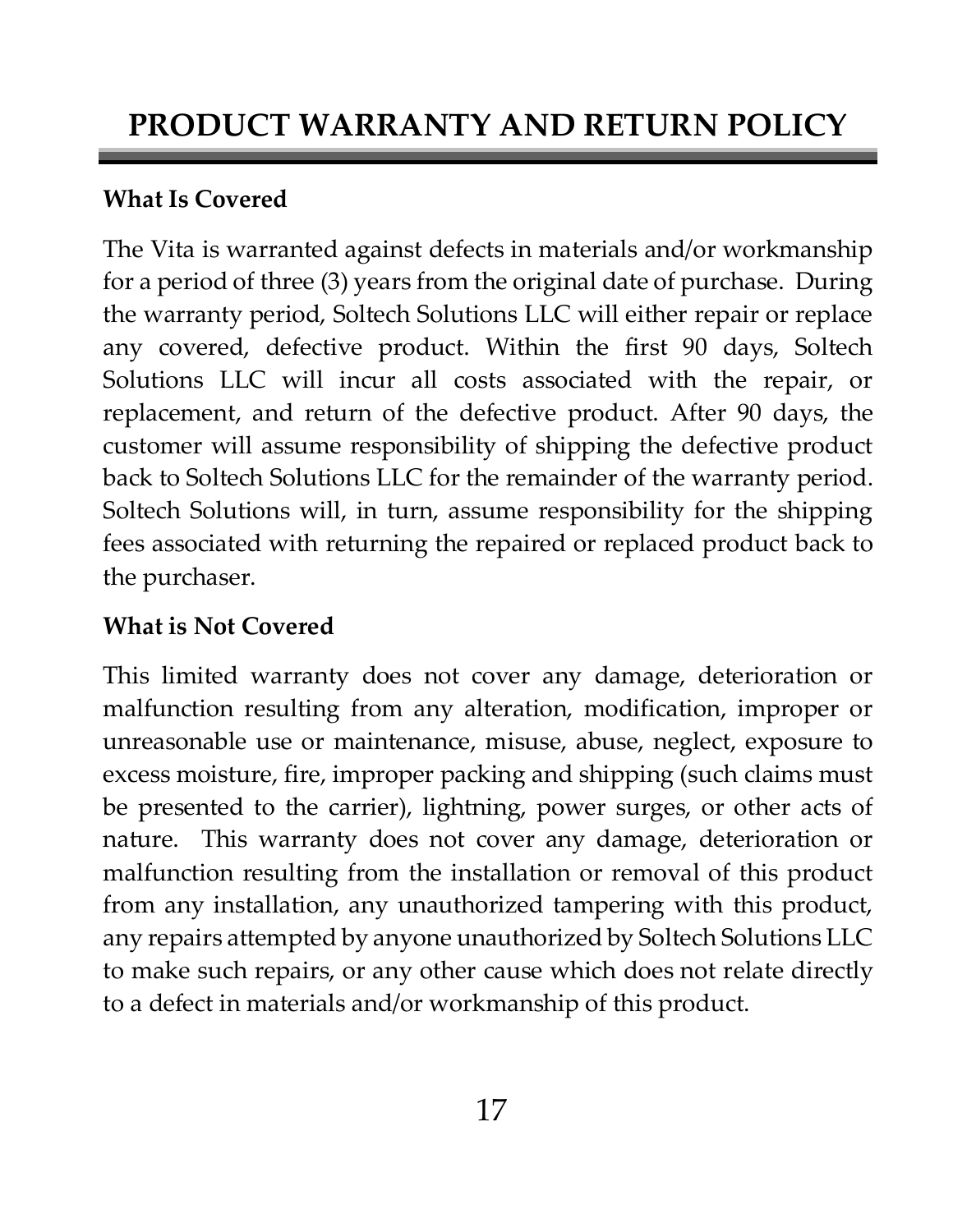# PRODUCT WARRANTY AND RETURN POLICY

**What Is Covered**

The Vita is warranted against defects in materials and/or workmanship for a period of three (3) years from the original date of purchase. During the warranty period, Soltech Solutions LLC will either repair or replace any covered, defective product. Within the first 90 days, Soltech Solutions LLC will incur all costs associated with the repair, or replacement, and return of the defective product. After 90 days, the customer will assume responsibility of shipping the defective product back to Soltech Solutions LLC for the remainder of the warranty period. Soltech Solutions will, in turn, assume responsibility for the shipping fees associated with returning the repaired or replaced product back to the purchaser.

**What is Not Covered**

This limited warranty does not cover any damage, deterioration or malfunction resulting from any alteration, modification, improper or unreasonable use or maintenance, misuse, abuse, neglect, exposure to excess moisture, fire, improper packing and shipping (such claims must be presented to the carrier), lightning, power surges, or other acts of nature. This warranty does not cover any damage, deterioration or malfunction resulting from the installation or removal of this product from any installation, any unauthorized tampering with this product, any repairs attempted by anyone unauthorized by Soltech Solutions LLC to make such repairs, or any other cause which does not relate directly to a defect in materials and/or workmanship of this product.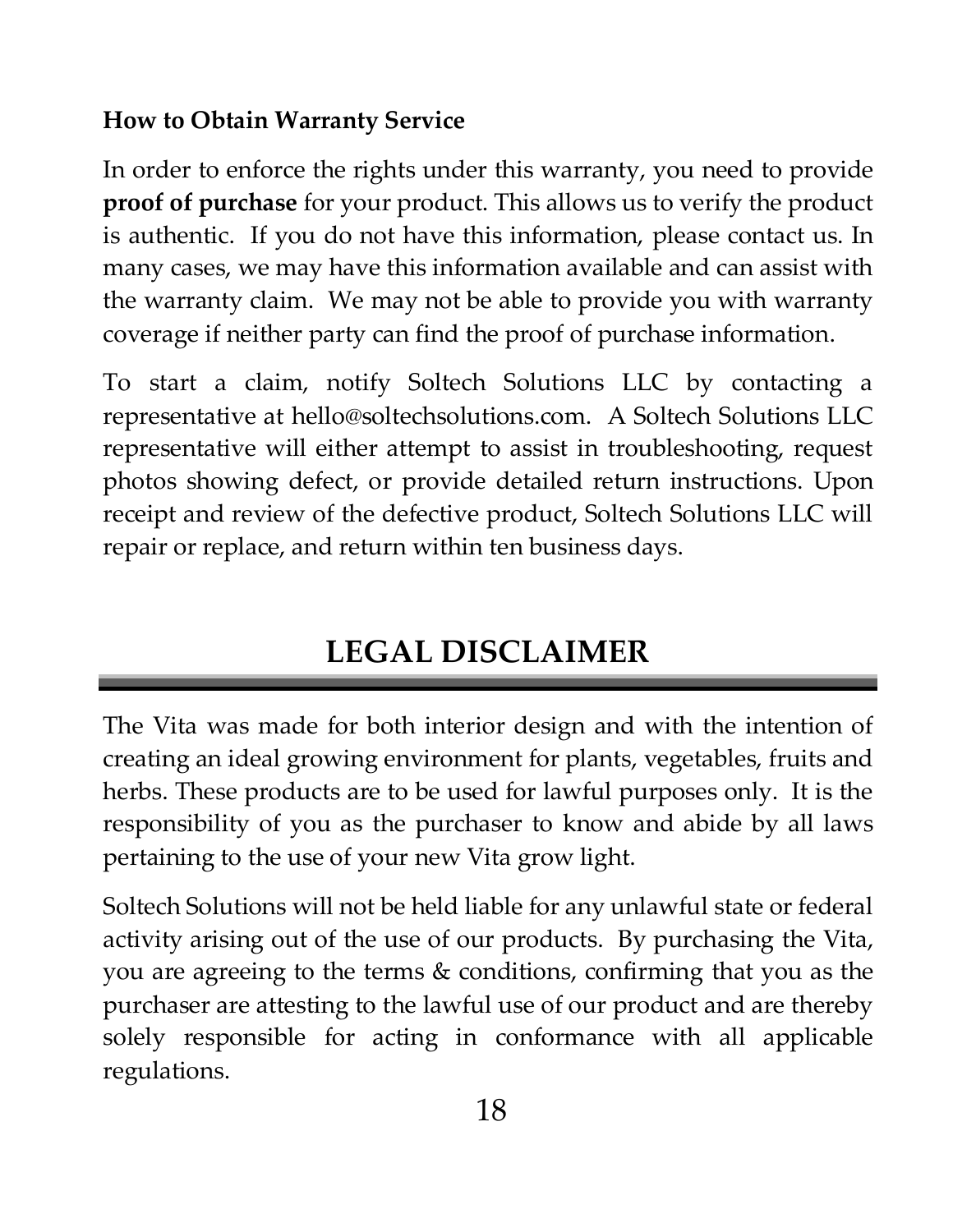**How to Obtain Warranty Service**

In order to enforce the rights under this warranty, you need to provide **proof of purchase** for your product. This allows us to verify the product is authentic. If you do not have this information, please contact us. In many cases, we may have this information available and can assist with the warranty claim. We may not be able to provide you with warranty coverage if neither party can find the proof of purchase information.

To start a claim, notify Soltech Solutions LLC by contacting a representative at hello@soltechsolutions.com. A Soltech Solutions LLC representative will either attempt to assist in troubleshooting, request photos showing defect, or provide detailed return instructions. Upon receipt and review of the defective product, Soltech Solutions LLC will repair or replace, and return within ten business days.

## LEGAL DISCLAIMER

The Vita was made for both interior design and with the intention of creating an ideal growing environment for plants, vegetables, fruits and herbs. These products are to be used for lawful purposes only. It is the responsibility of you as the purchaser to know and abide by all laws pertaining to the use of your new Vita grow light.

Soltech Solutions will not be held liable for any unlawful state or federal activity arising out of the use of our products. By purchasing the Vita, you are agreeing to the terms & conditions, confirming that you as the purchaser are attesting to the lawful use of our product and are thereby solely responsible for acting in conformance with all applicable regulations.